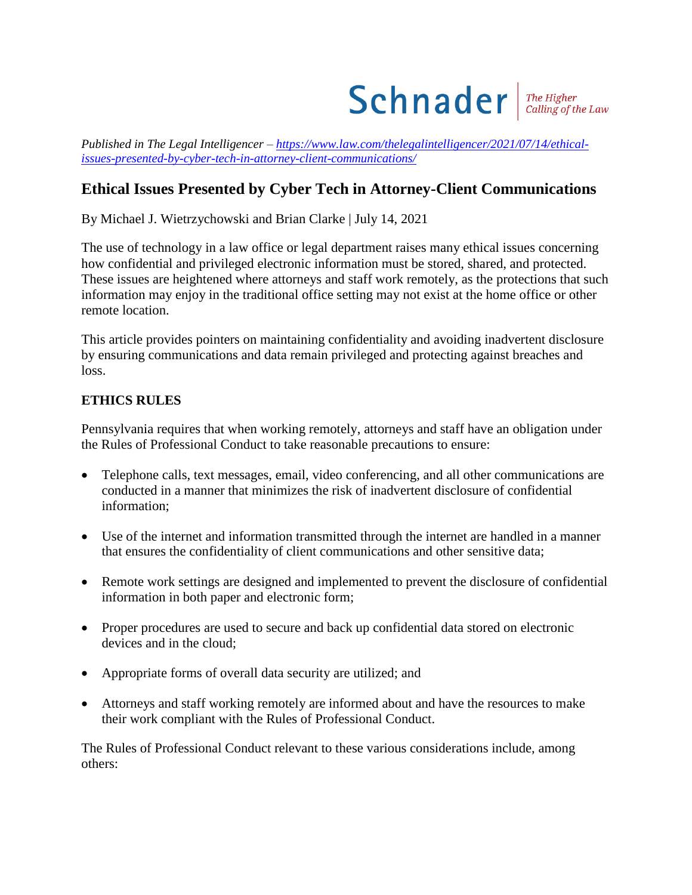*Published in The Legal Intelligencer – [https://www.law.com/thelegalintelligencer/2021/07/14/ethical-issues-presented-by-cyber-tech-in-attorney-client-communications/](https://www.law.com/thelegalintelligencer/2021/07/14/ethical-issues-presented-by-cyber-tech-in-attorney-client-communications/)*

# Ethical Issues Presented by Cyber Tech in Attorney-Client Communications

By Michael J. Wietrzychowski and Brian Clarke | July 14, 2021

The use of technology in a law office or legal department raises many ethical issues concerning how confidential and privileged electronic information must be stored, shared, and protected. These issues are heightened where attorneys and staff work remotely, as the protections that such information may enjoy in the traditional office setting may not exist at the home office or other remote location.

This article provides pointers on maintaining confidentiality and avoiding inadvertent disclosure by ensuring communications and data remain privileged and protecting against breaches and loss.

## ETHICS RULES

Pennsylvania requires that when working remotely, attorneys and staff have an obligation under the Rules of Professional Conduct to take reasonable precautions to ensure:

- Telephone calls, text messages, email, video conferencing, and all other communications are conducted in a manner that minimizes the risk of inadvertent disclosure of confidential information;
- Use of the internet and information transmitted through the internet are handled in a manner that ensures the confidentiality of client communications and other sensitive data;
- Remote work settings are designed and implemented to prevent the disclosure of confidential information in both paper and electronic form;
- Proper procedures are used to secure and back up confidential data stored on electronic devices and in the cloud;
- Appropriate forms of overall data security are utilized; and
- Attorneys and staff working remotely are informed about and have the resources to make their work compliant with the Rules of Professional Conduct.

The Rules of Professional Conduct relevant to these various considerations include, among others: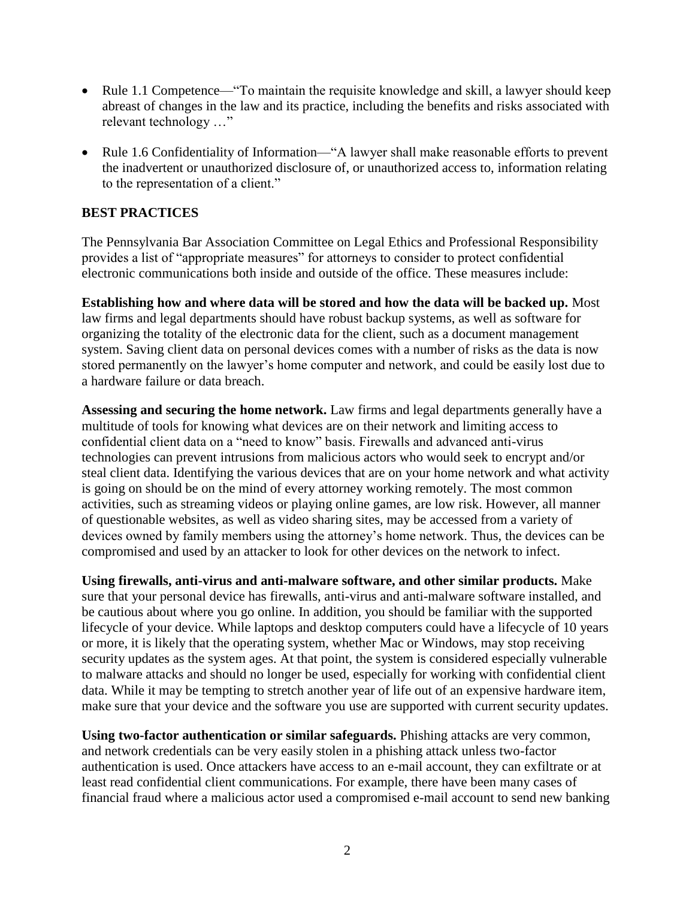- Rule 1.1 Competence—"To maintain the requisite knowledge and skill, a lawyer should keep abreast of changes in the law and its practice, including the benefits and risks associated with relevant technology …"

- Rule 1.6 Confidentiality of Information—"A lawyer shall make reasonable efforts to prevent the inadvertent or unauthorized disclosure of, or unauthorized access to, information relating to the representation of a client."

## BEST PRACTICES

The Pennsylvania Bar Association Committee on Legal Ethics and Professional Responsibility provides a list of "appropriate measures" for attorneys to consider to protect confidential electronic communications both inside and outside of the office. These measures include:

**Establishing how and where data will be stored and how the data will be backed up.** Most law firms and legal departments should have robust backup systems, as well as software for organizing the totality of the electronic data for the client, such as a document management system. Saving client data on personal devices comes with a number of risks as the data is now stored permanently on the lawyer's home computer and network, and could be easily lost due to a hardware failure or data breach.

**Assessing and securing the home network.** Law firms and legal departments generally have a multitude of tools for knowing what devices are on their network and limiting access to confidential client data on a "need to know" basis. Firewalls and advanced anti-virus technologies can prevent intrusions from malicious actors who would seek to encrypt and/or steal client data. Identifying the various devices that are on your home network and what activity is going on should be on the mind of every attorney working remotely. The most common activities, such as streaming videos or playing online games, are low risk. However, all manner of questionable websites, as well as video sharing sites, may be accessed from a variety of devices owned by family members using the attorney's home network. Thus, the devices can be compromised and used by an attacker to look for other devices on the network to infect.

**Using firewalls, anti-virus and anti-malware software, and other similar products.** Make sure that your personal device has firewalls, anti-virus and anti-malware software installed, and be cautious about where you go online. In addition, you should be familiar with the supported lifecycle of your device. While laptops and desktop computers could have a lifecycle of 10 years or more, it is likely that the operating system, whether Mac or Windows, may stop receiving security updates as the system ages. At that point, the system is considered especially vulnerable to malware attacks and should no longer be used, especially for working with confidential client data. While it may be tempting to stretch another year of life out of an expensive hardware item, make sure that your device and the software you use are supported with current security updates.

**Using two-factor authentication or similar safeguards.** Phishing attacks are very common, and network credentials can be very easily stolen in a phishing attack unless two-factor authentication is used. Once attackers have access to an e-mail account, they can exfiltrate or at least read confidential client communications. For example, there have been many cases of financial fraud where a malicious actor used a compromised e-mail account to send new banking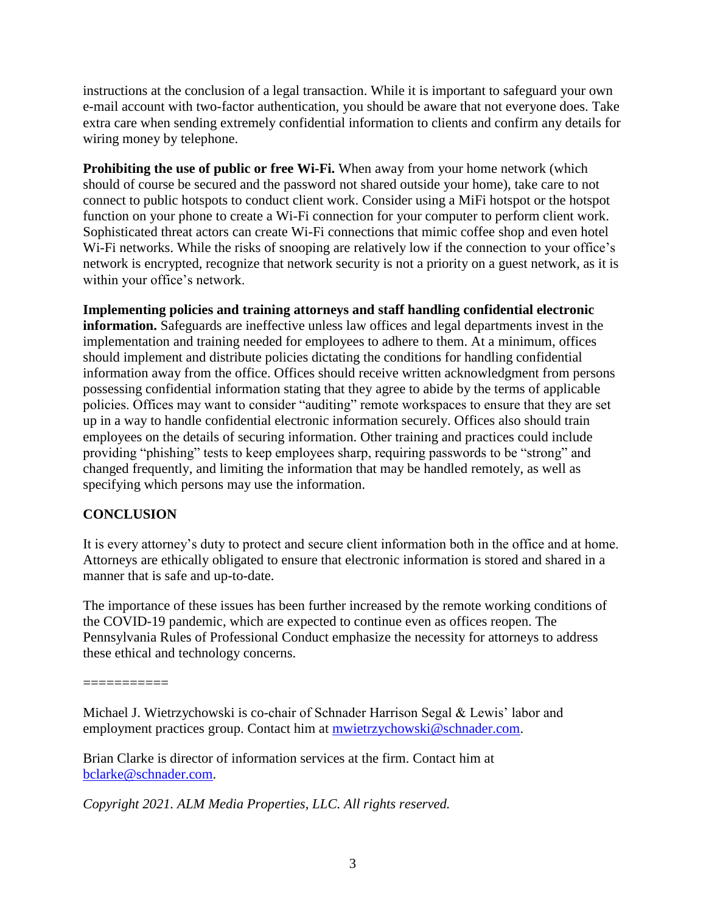instructions at the conclusion of a legal transaction. While it is important to safeguard your own e-mail account with two-factor authentication, you should be aware that not everyone does. Take extra care when sending extremely confidential information to clients and confirm any details for wiring money by telephone.

**Prohibiting the use of public or free Wi-Fi.** When away from your home network (which should of course be secured and the password not shared outside your home), take care to not connect to public hotspots to conduct client work. Consider using a MiFi hotspot or the hotspot function on your phone to create a Wi-Fi connection for your computer to perform client work. Sophisticated threat actors can create Wi-Fi connections that mimic coffee shop and even hotel Wi-Fi networks. While the risks of snooping are relatively low if the connection to your office's network is encrypted, recognize that network security is not a priority on a guest network, as it is within your office's network.

**Implementing policies and training attorneys and staff handling confidential electronic information.** Safeguards are ineffective unless law offices and legal departments invest in the implementation and training needed for employees to adhere to them. At a minimum, offices should implement and distribute policies dictating the conditions for handling confidential information away from the office. Offices should receive written acknowledgment from persons possessing confidential information stating that they agree to abide by the terms of applicable policies. Offices may want to consider "auditing" remote workspaces to ensure that they are set up in a way to handle confidential electronic information securely. Offices also should train employees on the details of securing information. Other training and practices could include providing "phishing" tests to keep employees sharp, requiring passwords to be "strong" and changed frequently, and limiting the information that may be handled remotely, as well as specifying which persons may use the information.

## CONCLUSION

It is every attorney's duty to protect and secure client information both in the office and at home. Attorneys are ethically obligated to ensure that electronic information is stored and shared in a manner that is safe and up-to-date.

The importance of these issues has been further increased by the remote working conditions of the COVID-19 pandemic, which are expected to continue even as offices reopen. The Pennsylvania Rules of Professional Conduct emphasize the necessity for attorneys to address these ethical and technology concerns.

===========

Michael J. Wietrzychowski is co-chair of Schnader Harrison Segal & Lewis' labor and employment practices group. Contact him at mwietrzychowski@schnader.com.

Brian Clarke is director of information services at the firm. Contact him at bclarke@schnader.com.

*Copyright 2021. ALM Media Properties, LLC. All rights reserved.*